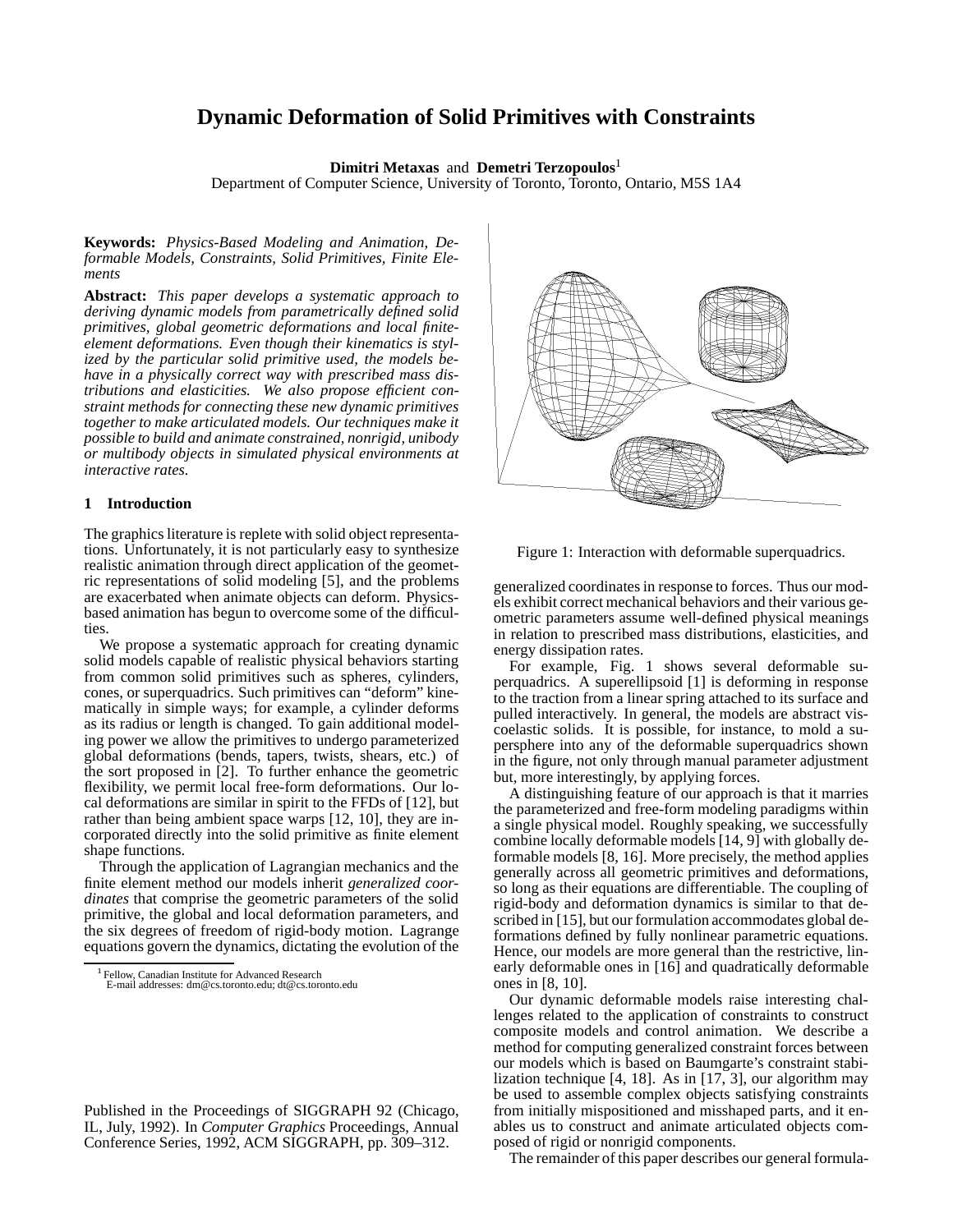// Dynamic Deformation of Solid Primitives with Constraints

**Dimitri Metaxas** and **Demetri Terzopoulos**[1]
Department of Computer Science, University of Toronto, Toronto, Ontario, M5S 1A4

**Keywords:** *Physics-Based Modeling and Animation, Deformable Models, Constraints, Solid Primitives, Finite Elements*

**Abstract:** *This paper develops a systematic approach to deriving dynamic models from parametrically defined solid primitives, global geometric deformations and local finite-element deformations. Even though their kinematics is stylized by the particular solid primitive used, the models behave in a physically correct way with prescribed mass distributions and elasticities. We also propose efficient constraint methods for connecting these new dynamic primitives together to make articulated models. Our techniques make it possible to build and animate constrained, nonrigid, unibody or multibody objects in simulated physical environments at interactive rates.*

## 1 Introduction

The graphics literature is replete with solid object representations. Unfortunately, it is not particularly easy to synthesize realistic animation through direct application of the geometric representations of solid modeling [5], and the problems are exacerbated when animate objects can deform. Physics-based animation has begun to overcome some of the difficulties.

We propose a systematic approach for creating dynamic solid models capable of realistic physical behaviors starting from common solid primitives such as spheres, cylinders, cones, or superquadrics. Such primitives can "deform" kinematically in simple ways; for example, a cylinder deforms as its radius or length is changed. To gain additional modeling power we allow the primitives to undergo parameterized global deformations (bends, tapers, twists, shears, etc.) of the sort proposed in [2]. To further enhance the geometric flexibility, we permit local free-form deformations. Our local deformations are similar in spirit to the FFDs of [12], but rather than being ambient space warps [12, 10], they are incorporated directly into the solid primitive as finite element shape functions.

Through the application of Lagrangian mechanics and the finite element method our models inherit *generalized coordinates* that comprise the geometric parameters of the solid primitive, the global and local deformation parameters, and the six degrees of freedom of rigid-body motion. Lagrange equations govern the dynamics, dictating the evolution of the generalized coordinates in response to forces. Thus our models exhibit correct mechanical behaviors and their various geometric parameters assume well-defined physical meanings in relation to prescribed mass distributions, elasticities, and energy dissipation rates.

Figure 1: Interaction with deformable superquadrics.

For example, Fig. 1 shows several deformable superquadrics. A superellipsoid [1] is deforming in response to the traction from a linear spring attached to its surface and pulled interactively. In general, the models are abstract viscoelastic solids. It is possible, for instance, to mold a supersphere into any of the deformable superquadrics shown in the figure, not only through manual parameter adjustment but, more interestingly, by applying forces.

A distinguishing feature of our approach is that it marries the parameterized and free-form modeling paradigms within a single physical model. Roughly speaking, we successfully combine locally deformable models [14, 9] with globally deformable models [8, 16]. More precisely, the method applies generally across all geometric primitives and deformations, so long as their equations are differentiable. The coupling of rigid-body and deformation dynamics is similar to that described in [15], but our formulation accommodates global deformations defined by fully nonlinear parametric equations. Hence, our models are more general than the restrictive, linearly deformable ones in [16] and quadratically deformable ones in [8, 10].

Our dynamic deformable models raise interesting challenges related to the application of constraints to construct composite models and control animation. We describe a method for computing generalized constraint forces between our models which is based on Baumgarte's constraint stabilization technique [4, 18]. As in [17, 3], our algorithm may be used to assemble complex objects satisfying constraints from initially mispositioned and misshaped parts, and it enables us to construct and animate articulated objects composed of rigid or nonrigid components.

The remainder of this paper describes our general formula-

[1] Fellow, Canadian Institute for Advanced Research
E-mail addresses: dm@cs.toronto.edu; dt@cs.toronto.edu

Published in the Proceedings of SIGGRAPH 92 (Chicago, IL, July, 1992). In *Computer Graphics* Proceedings, Annual Conference Series, 1992, ACM SIGGRAPH, pp. 309–312.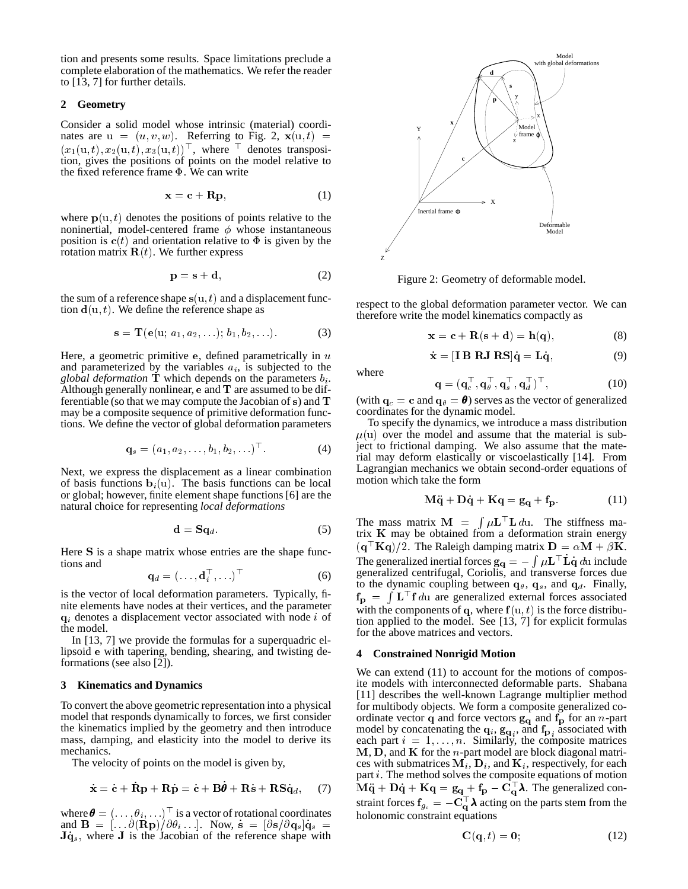tion and presents some results. Space limitations preclude a complete elaboration of the mathematics. We refer the reader to [13, 7] for further details.

## 2 Geometry

Consider a solid model whose intrinsic (material) coordinates are $\mathrm{u} = (u, v, w)$. Referring to Fig. 2, $\mathbf{x}(\mathrm{u}, t) = (x_1(\mathrm{u}, t), x_2(\mathrm{u}, t), x_3(\mathrm{u}, t))^\top$, where $^\top$ denotes transposition, gives the positions of points on the model relative to the fixed reference frame $\Phi$. We can write

$$\mathbf{x} = \mathbf{c} + \mathbf{R}\mathbf{p}, \tag{1}$$

where $\mathbf{p}(\mathrm{u}, t)$ denotes the positions of points relative to the noninertial, model-centered frame $\phi$ whose instantaneous position is $\mathbf{c}(t)$ and orientation relative to $\Phi$ is given by the rotation matrix $\mathbf{R}(t)$. We further express

$$\mathbf{p} = \mathbf{s} + \mathbf{d}, \tag{2}$$

the sum of a reference shape $\mathbf{s}(\mathrm{u}, t)$ and a displacement function $\mathbf{d}(\mathrm{u}, t)$. We define the reference shape as

$$\mathbf{s} = \mathbf{T}(\mathbf{e}(\mathrm{u};\, a_1, a_2, \ldots);\, b_1, b_2, \ldots). \tag{3}$$

Here, a geometric primitive $\mathbf{e}$, defined parametrically in $u$ and parameterized by the variables $a_i$, is subjected to the *global deformation* $\mathbf{T}$ which depends on the parameters $b_i$. Although generally nonlinear, $\mathbf{e}$ and $\mathbf{T}$ are assumed to be differentiable (so that we may compute the Jacobian of $\mathbf{s}$) and $\mathbf{T}$ may be a composite sequence of primitive deformation functions. We define the vector of global deformation parameters

$$\mathbf{q}_s = (a_1, a_2, \ldots, b_1, b_2, \ldots)^\top. \tag{4}$$

Next, we express the displacement as a linear combination of basis functions $\mathbf{b}_i(\mathrm{u})$. The basis functions can be local or global; however, finite element shape functions [6] are the natural choice for representing *local deformations*

$$\mathbf{d} = \mathbf{S}\mathbf{q}_d. \tag{5}$$

Here $\mathbf{S}$ is a shape matrix whose entries are the shape functions and

$$\mathbf{q}_d = (\ldots, \mathbf{d}_i^\top, \ldots)^\top \tag{6}$$

is the vector of local deformation parameters. Typically, finite elements have nodes at their vertices, and the parameter $\mathbf{q}_i$ denotes a displacement vector associated with node $i$ of the model.

In [13, 7] we provide the formulas for a superquadric ellipsoid $\mathbf{e}$ with tapering, bending, shearing, and twisting deformations (see also [2]).

## 3 Kinematics and Dynamics

To convert the above geometric representation into a physical model that responds dynamically to forces, we first consider the kinematics implied by the geometry and then introduce mass, damping, and elasticity into the model to derive its mechanics.

The velocity of points on the model is given by,

$$\dot{\mathbf{x}} = \dot{\mathbf{c}} + \dot{\mathbf{R}}\mathbf{p} + \mathbf{R}\dot{\mathbf{p}} = \dot{\mathbf{c}} + \mathbf{B}\dot{\boldsymbol{\theta}} + \mathbf{R}\dot{\mathbf{s}} + \mathbf{R}\mathbf{S}\dot{\mathbf{q}}_d, \tag{7}$$

where $\boldsymbol{\theta} = (\ldots, \theta_i, \ldots)^\top$ is a vector of rotational coordinates and $\mathbf{B} = [\ldots \partial(\mathbf{R}\mathbf{p})/\partial\theta_i \ldots]$. Now, $\dot{\mathbf{s}} = [\partial\mathbf{s}/\partial\mathbf{q}_s]\dot{\mathbf{q}}_s = \mathbf{J}\dot{\mathbf{q}}_s$, where $\mathbf{J}$ is the Jacobian of the reference shape with respect to the global deformation parameter vector. We can therefore write the model kinematics compactly as

$$\mathbf{x} = \mathbf{c} + \mathbf{R}(\mathbf{s} + \mathbf{d}) = \mathbf{h}(\mathbf{q}), \tag{8}$$

$$\dot{\mathbf{x}} = [\mathbf{I}\ \mathbf{B}\ \mathbf{R}\mathbf{J}\ \mathbf{R}\mathbf{S}]\dot{\mathbf{q}} = \mathbf{L}\dot{\mathbf{q}}, \tag{9}$$

where

$$\mathbf{q} = (\mathbf{q}_c^\top, \mathbf{q}_\theta^\top, \mathbf{q}_s^\top, \mathbf{q}_d^\top)^\top, \tag{10}$$

(with $\mathbf{q}_c = \mathbf{c}$ and $\mathbf{q}_\theta = \boldsymbol{\theta}$) serves as the vector of generalized coordinates for the dynamic model.

Figure 2: Geometry of deformable model.

To specify the dynamics, we introduce a mass distribution $\mu(\mathrm{u})$ over the model and assume that the material is subject to frictional damping. We also assume that the material may deform elastically or viscoelastically [14]. From Lagrangian mechanics we obtain second-order equations of motion which take the form

$$\mathbf{M}\ddot{\mathbf{q}} + \mathbf{D}\dot{\mathbf{q}} + \mathbf{K}\mathbf{q} = \mathbf{g}_{\mathbf{q}} + \mathbf{f}_{\mathbf{p}}. \tag{11}$$

The mass matrix $\mathbf{M} = \int \mu \mathbf{L}^\top \mathbf{L}\, d\mathrm{u}$. The stiffness matrix $\mathbf{K}$ may be obtained from a deformation strain energy $(\mathbf{q}^\top\mathbf{K}\mathbf{q})/2$. The Raleigh damping matrix $\mathbf{D} = \alpha\mathbf{M} + \beta\mathbf{K}$. The generalized inertial forces $\mathbf{g}_{\mathbf{q}} = -\int \mu \mathbf{L}^\top \dot{\mathbf{L}}\dot{\mathbf{q}}\, d\mathrm{u}$ include generalized centrifugal, Coriolis, and transverse forces due to the dynamic coupling between $\mathbf{q}_\theta$, $\mathbf{q}_s$, and $\mathbf{q}_d$. Finally, $\mathbf{f}_{\mathbf{p}} = \int \mathbf{L}^\top \mathbf{f}\, d\mathrm{u}$ are generalized external forces associated with the components of $\mathbf{q}$, where $\mathbf{f}(\mathrm{u}, t)$ is the force distribution applied to the model. See [13, 7] for explicit formulas for the above matrices and vectors.

## 4 Constrained Nonrigid Motion

We can extend (11) to account for the motions of composite models with interconnected deformable parts. Shabana [11] describes the well-known Lagrange multiplier method for multibody objects. We form a composite generalized coordinate vector $\mathbf{q}$ and force vectors $\mathbf{g}_{\mathbf{q}}$ and $\mathbf{f}_{\mathbf{p}}$ for an $n$-part model by concatenating the $\mathbf{q}_i$, $\mathbf{g}_{\mathbf{q}_i}$, and $\mathbf{f}_{\mathbf{p}_i}$ associated with each part $i = 1, \ldots, n$. Similarly, the composite matrices $\mathbf{M}$, $\mathbf{D}$, and $\mathbf{K}$ for the $n$-part model are block diagonal matrices with submatrices $\mathbf{M}_i$, $\mathbf{D}_i$, and $\mathbf{K}_i$, respectively, for each part $i$. The method solves the composite equations of motion $\mathbf{M}\ddot{\mathbf{q}} + \mathbf{D}\dot{\mathbf{q}} + \mathbf{K}\mathbf{q} = \mathbf{g}_{\mathbf{q}} + \mathbf{f}_{\mathbf{p}} - \mathbf{C}_{\mathbf{q}}^\top\boldsymbol{\lambda}$. The generalized constraint forces $\mathbf{f}_{g_c} = -\mathbf{C}_{\mathbf{q}}^\top\boldsymbol{\lambda}$ acting on the parts stem from the holonomic constraint equations

$$\mathbf{C}(\mathbf{q}, t) = \mathbf{0}; \tag{12}$$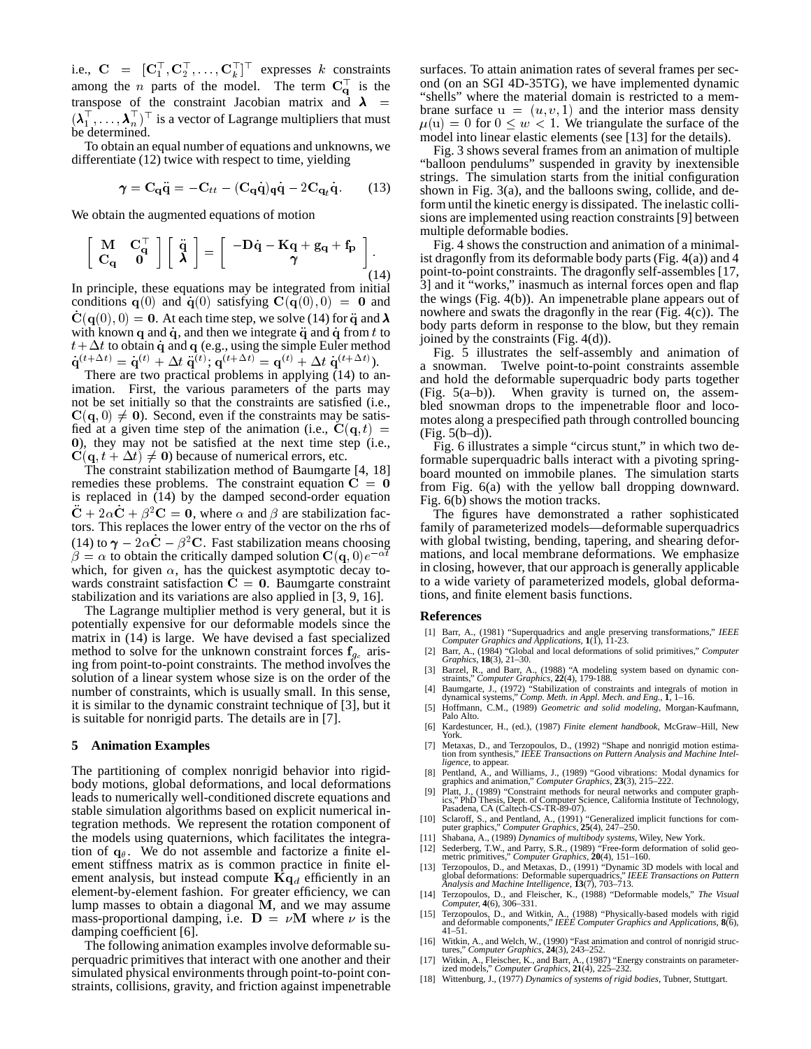i.e., $\mathbf{C} = [\mathbf{C}_1^\top, \mathbf{C}_2^\top, \ldots, \mathbf{C}_k^\top]^\top$ expresses $k$ constraints among the $n$ parts of the model. The term $\mathbf{C}_\mathbf{q}^\top$ is the transpose of the constraint Jacobian matrix and $\boldsymbol{\lambda} = (\boldsymbol{\lambda}_1^\top, \ldots, \boldsymbol{\lambda}_n^\top)^\top$ is a vector of Lagrange multipliers that must be determined.

To obtain an equal number of equations and unknowns, we differentiate (12) twice with respect to time, yielding

$$\boldsymbol{\gamma} = \mathbf{C}_\mathbf{q}\ddot{\mathbf{q}} = -\mathbf{C}_{tt} - (\mathbf{C}_\mathbf{q}\dot{\mathbf{q}})_\mathbf{q}\dot{\mathbf{q}} - 2\mathbf{C}_{\mathbf{q}_t}\dot{\mathbf{q}}. \tag{13}$$

We obtain the augmented equations of motion

$$\begin{bmatrix} \mathbf{M} & \mathbf{C}_\mathbf{q}^\top \\ \mathbf{C}_\mathbf{q} & \mathbf{0} \end{bmatrix} \begin{bmatrix} \ddot{\mathbf{q}} \\ \boldsymbol{\lambda} \end{bmatrix} = \begin{bmatrix} -\mathbf{D}\dot{\mathbf{q}} - \mathbf{K}\mathbf{q} + \mathbf{g}_\mathbf{q} + \mathbf{f}_\mathbf{p} \\ \boldsymbol{\gamma} \end{bmatrix}. \tag{14}$$

In principle, these equations may be integrated from initial conditions $\mathbf{q}(0)$ and $\dot{\mathbf{q}}(0)$ satisfying $\mathbf{C}(\mathbf{q}(0), 0) = \mathbf{0}$ and $\dot{\mathbf{C}}(\mathbf{q}(0), 0) = \mathbf{0}$. At each time step, we solve (14) for $\ddot{\mathbf{q}}$ and $\boldsymbol{\lambda}$ with known $\mathbf{q}$ and $\dot{\mathbf{q}}$, and then we integrate $\ddot{\mathbf{q}}$ and $\dot{\mathbf{q}}$ from $t$ to $t + \Delta t$ to obtain $\dot{\mathbf{q}}$ and $\mathbf{q}$ (e.g., using the simple Euler method $\dot{\mathbf{q}}^{(t+\Delta t)} = \dot{\mathbf{q}}^{(t)} + \Delta t\ \ddot{\mathbf{q}}^{(t)}$; $\mathbf{q}^{(t+\Delta t)} = \mathbf{q}^{(t)} + \Delta t\ \dot{\mathbf{q}}^{(t+\Delta t)}$).

There are two practical problems in applying (14) to animation. First, the various parameters of the parts may not be set initially so that the constraints are satisfied (i.e., $\mathbf{C}(\mathbf{q}, 0) \neq \mathbf{0}$). Second, even if the constraints may be satisfied at a given time step of the animation (i.e., $\mathbf{C}(\mathbf{q}, t) = \mathbf{0}$), they may not be satisfied at the next time step (i.e., $\mathbf{C}(\mathbf{q}, t + \Delta t) \neq \mathbf{0}$) because of numerical errors, etc.

The constraint stabilization method of Baumgarte [4, 18] remedies these problems. The constraint equation $\mathbf{C} = \mathbf{0}$ is replaced in (14) by the damped second-order equation $\ddot{\mathbf{C}} + 2\alpha\dot{\mathbf{C}} + \beta^2\mathbf{C} = \mathbf{0}$, where $\alpha$ and $\beta$ are stabilization factors. This replaces the lower entry of the vector on the rhs of (14) to $\boldsymbol{\gamma} - 2\alpha\dot{\mathbf{C}} - \beta^2\mathbf{C}$. Fast stabilization means choosing $\beta = \alpha$ to obtain the critically damped solution $\mathbf{C}(\mathbf{q}, 0)e^{-\alpha t}$ which, for given $\alpha$, has the quickest asymptotic decay towards constraint satisfaction $\mathbf{C} = \mathbf{0}$. Baumgarte constraint stabilization and its variations are also applied in [3, 9, 16].

The Lagrange multiplier method is very general, but it is potentially expensive for our deformable models since the matrix in (14) is large. We have devised a fast specialized method to solve for the unknown constraint forces $\mathbf{f}_{g_c}$ arising from point-to-point constraints. The method involves the solution of a linear system whose size is on the order of the number of constraints, which is usually small. In this sense, it is similar to the dynamic constraint technique of [3], but it is suitable for nonrigid parts. The details are in [7].

## 5 Animation Examples

The partitioning of complex nonrigid behavior into rigid-body motions, global deformations, and local deformations leads to numerically well-conditioned discrete equations and stable simulation algorithms based on explicit numerical integration methods. We represent the rotation component of the models using quaternions, which facilitates the integration of $\mathbf{q}_\theta$. We do not assemble and factorize a finite element stiffness matrix as is common practice in finite element analysis, but instead compute $\mathbf{K}\mathbf{q}_d$ efficiently in an element-by-element fashion. For greater efficiency, we can lump masses to obtain a diagonal $\mathbf{M}$, and we may assume mass-proportional damping, i.e. $\mathbf{D} = \nu\mathbf{M}$ where $\nu$ is the damping coefficient [6].

The following animation examples involve deformable superquadric primitives that interact with one another and their simulated physical environments through point-to-point constraints, collisions, gravity, and friction against impenetrable surfaces. To attain animation rates of several frames per second (on an SGI 4D-35TG), we have implemented dynamic "shells" where the material domain is restricted to a membrane surface $\mathrm{u} = (u, v, 1)$ and the interior mass density $\mu(\mathrm{u}) = 0$ for $0 \leq w < 1$. We triangulate the surface of the model into linear elastic elements (see [13] for the details).

Fig. 3 shows several frames from an animation of multiple "balloon pendulums" suspended in gravity by inextensible strings. The simulation starts from the initial configuration shown in Fig. 3(a), and the balloons swing, collide, and deform until the kinetic energy is dissipated. The inelastic collisions are implemented using reaction constraints [9] between multiple deformable bodies.

Fig. 4 shows the construction and animation of a minimalist dragonfly from its deformable body parts (Fig. 4(a)) and 4 point-to-point constraints. The dragonfly self-assembles [17, 3] and it "works," inasmuch as internal forces open and flap the wings (Fig. 4(b)). An impenetrable plane appears out of nowhere and swats the dragonfly in the rear (Fig. 4(c)). The body parts deform in response to the blow, but they remain joined by the constraints (Fig. 4(d)).

Fig. 5 illustrates the self-assembly and animation of a snowman. Twelve point-to-point constraints assemble and hold the deformable superquadric body parts together (Fig. 5(a–b)). When gravity is turned on, the assembled snowman drops to the impenetrable floor and locomotes along a prespecified path through controlled bouncing (Fig. 5(b–d)).

Fig. 6 illustrates a simple "circus stunt," in which two deformable superquadric balls interact with a pivoting springboard mounted on immobile planes. The simulation starts from Fig. 6(a) with the yellow ball dropping downward. Fig. 6(b) shows the motion tracks.

The figures have demonstrated a rather sophisticated family of parameterized models—deformable superquadrics with global twisting, bending, tapering, and shearing deformations, and local membrane deformations. We emphasize in closing, however, that our approach is generally applicable to a wide variety of parameterized models, global deformations, and finite element basis functions.

## References

[1] Barr, A., (1981) "Superquadrics and angle preserving transformations," *IEEE Computer Graphics and Applications*, **1**(1), 11-23.

[2] Barr, A., (1984) "Global and local deformations of solid primitives," *Computer Graphics*, **18**(3), 21–30.

[3] Barzel, R., and Barr, A., (1988) "A modeling system based on dynamic constraints," *Computer Graphics*, **22**(4), 179-188.

[4] Baumgarte, J., (1972) "Stabilization of constraints and integrals of motion in dynamical systems," *Comp. Meth. in Appl. Mech. and Eng.*, **1**, 1–16.

[5] Hoffmann, C.M., (1989) *Geometric and solid modeling*, Morgan-Kaufmann, Palo Alto.

[6] Kardestuncer, H., (ed.), (1987) *Finite element handbook*, McGraw–Hill, New York.

[7] Metaxas, D., and Terzopoulos, D., (1992) "Shape and nonrigid motion estimation from synthesis," *IEEE Transactions on Pattern Analysis and Machine Intelligence*, to appear.

[8] Pentland, A., and Williams, J., (1989) "Good vibrations: Modal dynamics for graphics and animation," *Computer Graphics*, **23**(3), 215–222.

[9] Platt, J., (1989) "Constraint methods for neural networks and computer graphics," PhD Thesis, Dept. of Computer Science, California Institute of Technology, Pasadena, CA (Caltech-CS-TR-89-07).

[10] Sclaroff, S., and Pentland, A., (1991) "Generalized implicit functions for computer graphics," *Computer Graphics*, **25**(4), 247–250.

[11] Shabana, A., (1989) *Dynamics of multibody systems*, Wiley, New York.

[12] Sederberg, T.W., and Parry, S.R., (1989) "Free-form deformation of solid geometric primitives," *Computer Graphics*, **20**(4), 151–160.

[13] Terzopoulos, D., and Metaxas, D., (1991) "Dynamic 3D models with local and global deformations: Deformable superquadrics," *IEEE Transactions on Pattern Analysis and Machine Intelligence*, **13**(7), 703–713.

[14] Terzopoulos, D., and Fleischer, K., (1988) "Deformable models," *The Visual Computer*, **4**(6), 306–331.

[15] Terzopoulos, D., and Witkin, A., (1988) "Physically-based models with rigid and deformable components," *IEEE Computer Graphics and Applications*, **8**(6), 41–51.

[16] Witkin, A., and Welch, W., (1990) "Fast animation and control of nonrigid structures," *Computer Graphics*, **24**(3), 243–252.

[17] Witkin, A., Fleischer, K., and Barr, A., (1987) "Energy constraints on parameterized models," *Computer Graphics*, **21**(4), 225–232.

[18] Wittenburg, J., (1977) *Dynamics of systems of rigid bodies*, Tubner, Stuttgart.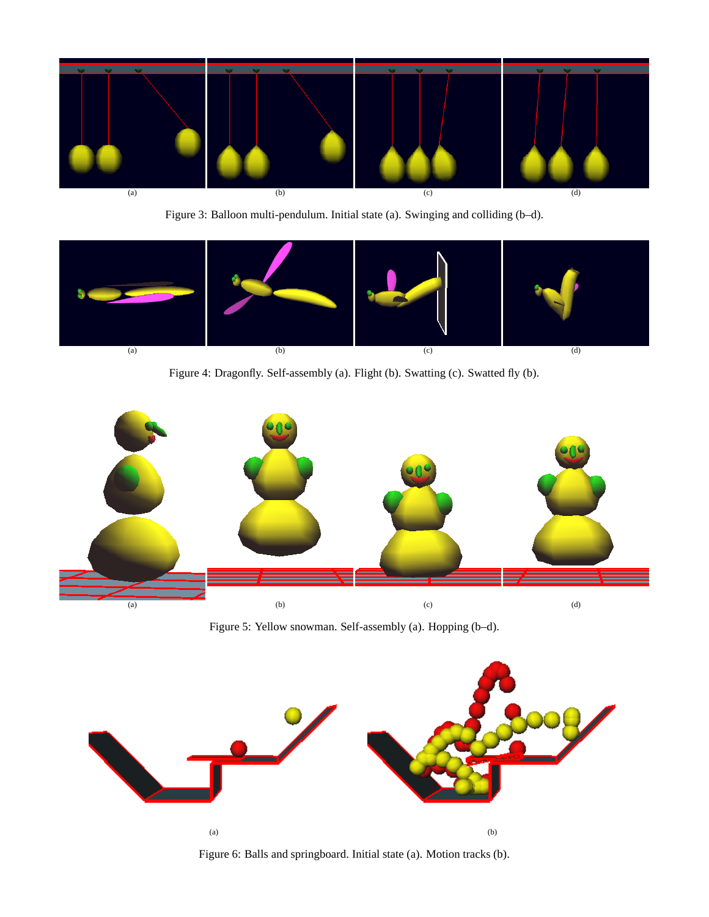(a) (b) (c) (d)

Figure 3: Balloon multi-pendulum. Initial state (a). Swinging and colliding (b–d).

(a) (b) (c) (d)

Figure 4: Dragonfly. Self-assembly (a). Flight (b). Swatting (c). Swatted fly (b).

(a) (b) (c) (d)

Figure 5: Yellow snowman. Self-assembly (a). Hopping (b–d).

(a) (b)

Figure 6: Balls and springboard. Initial state (a). Motion tracks (b).